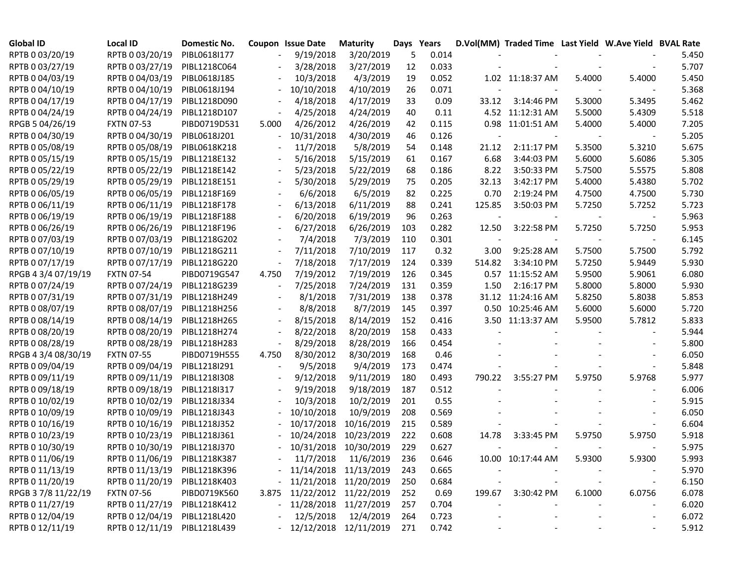| Global ID | Local ID | Domestic No. | Coupon | Issue Date | Maturity | Days | Years | D.Vol(MM) | Traded Time | Last Yield | W.Ave Yield | BVAL Rate |
|---|---|---|---|---|---|---|---|---|---|---|---|---|
| RPTB 0 03/20/19 | RPTB 0 03/20/19 | PIBL0618I177 | - | 9/19/2018 | 3/20/2019 | 5 | 0.014 | - | - | - | - | 5.450 |
| RPTB 0 03/27/19 | RPTB 0 03/27/19 | PIBL1218C064 | - | 3/28/2018 | 3/27/2019 | 12 | 0.033 | - | - | - | - | 5.707 |
| RPTB 0 04/03/19 | RPTB 0 04/03/19 | PIBL0618J185 | - | 10/3/2018 | 4/3/2019 | 19 | 0.052 | 1.02 | 11:18:37 AM | 5.4000 | 5.4000 | 5.450 |
| RPTB 0 04/10/19 | RPTB 0 04/10/19 | PIBL0618J194 | - | 10/10/2018 | 4/10/2019 | 26 | 0.071 | - | - | - | - | 5.368 |
| RPTB 0 04/17/19 | RPTB 0 04/17/19 | PIBL1218D090 | - | 4/18/2018 | 4/17/2019 | 33 | 0.09 | 33.12 | 3:14:46 PM | 5.3000 | 5.3495 | 5.462 |
| RPTB 0 04/24/19 | RPTB 0 04/24/19 | PIBL1218D107 | - | 4/25/2018 | 4/24/2019 | 40 | 0.11 | 4.52 | 11:12:31 AM | 5.5000 | 5.4309 | 5.518 |
| RPGB 5 04/26/19 | FXTN 07-53 | PIBD0719D531 | 5.000 | 4/26/2012 | 4/26/2019 | 42 | 0.115 | 0.98 | 11:01:51 AM | 5.4000 | 5.4000 | 7.205 |
| RPTB 0 04/30/19 | RPTB 0 04/30/19 | PIBL0618J201 | - | 10/31/2018 | 4/30/2019 | 46 | 0.126 | - | - | - | - | 5.205 |
| RPTB 0 05/08/19 | RPTB 0 05/08/19 | PIBL0618K218 | - | 11/7/2018 | 5/8/2019 | 54 | 0.148 | 21.12 | 2:11:17 PM | 5.3500 | 5.3210 | 5.675 |
| RPTB 0 05/15/19 | RPTB 0 05/15/19 | PIBL1218E132 | - | 5/16/2018 | 5/15/2019 | 61 | 0.167 | 6.68 | 3:44:03 PM | 5.6000 | 5.6086 | 5.305 |
| RPTB 0 05/22/19 | RPTB 0 05/22/19 | PIBL1218E142 | - | 5/23/2018 | 5/22/2019 | 68 | 0.186 | 8.22 | 3:50:33 PM | 5.7500 | 5.5575 | 5.808 |
| RPTB 0 05/29/19 | RPTB 0 05/29/19 | PIBL1218E151 | - | 5/30/2018 | 5/29/2019 | 75 | 0.205 | 32.13 | 3:42:17 PM | 5.4000 | 5.4380 | 5.702 |
| RPTB 0 06/05/19 | RPTB 0 06/05/19 | PIBL1218F169 | - | 6/6/2018 | 6/5/2019 | 82 | 0.225 | 0.70 | 2:19:24 PM | 4.7500 | 4.7500 | 5.730 |
| RPTB 0 06/11/19 | RPTB 0 06/11/19 | PIBL1218F178 | - | 6/13/2018 | 6/11/2019 | 88 | 0.241 | 125.85 | 3:50:03 PM | 5.7250 | 5.7252 | 5.723 |
| RPTB 0 06/19/19 | RPTB 0 06/19/19 | PIBL1218F188 | - | 6/20/2018 | 6/19/2019 | 96 | 0.263 | - | - | - | - | 5.963 |
| RPTB 0 06/26/19 | RPTB 0 06/26/19 | PIBL1218F196 | - | 6/27/2018 | 6/26/2019 | 103 | 0.282 | 12.50 | 3:22:58 PM | 5.7250 | 5.7250 | 5.953 |
| RPTB 0 07/03/19 | RPTB 0 07/03/19 | PIBL1218G202 | - | 7/4/2018 | 7/3/2019 | 110 | 0.301 | - | - | - | - | 6.145 |
| RPTB 0 07/10/19 | RPTB 0 07/10/19 | PIBL1218G211 | - | 7/11/2018 | 7/10/2019 | 117 | 0.32 | 3.00 | 9:25:28 AM | 5.7500 | 5.7500 | 5.792 |
| RPTB 0 07/17/19 | RPTB 0 07/17/19 | PIBL1218G220 | - | 7/18/2018 | 7/17/2019 | 124 | 0.339 | 514.82 | 3:34:10 PM | 5.7250 | 5.9449 | 5.930 |
| RPGB 4 3/4 07/19/19 | FXTN 07-54 | PIBD0719G547 | 4.750 | 7/19/2012 | 7/19/2019 | 126 | 0.345 | 0.57 | 11:15:52 AM | 5.9500 | 5.9061 | 6.080 |
| RPTB 0 07/24/19 | RPTB 0 07/24/19 | PIBL1218G239 | - | 7/25/2018 | 7/24/2019 | 131 | 0.359 | 1.50 | 2:16:17 PM | 5.8000 | 5.8000 | 5.930 |
| RPTB 0 07/31/19 | RPTB 0 07/31/19 | PIBL1218H249 | - | 8/1/2018 | 7/31/2019 | 138 | 0.378 | 31.12 | 11:24:16 AM | 5.8250 | 5.8038 | 5.853 |
| RPTB 0 08/07/19 | RPTB 0 08/07/19 | PIBL1218H256 | - | 8/8/2018 | 8/7/2019 | 145 | 0.397 | 0.50 | 10:25:46 AM | 5.6000 | 5.6000 | 5.720 |
| RPTB 0 08/14/19 | RPTB 0 08/14/19 | PIBL1218H265 | - | 8/15/2018 | 8/14/2019 | 152 | 0.416 | 3.50 | 11:13:37 AM | 5.9500 | 5.7812 | 5.833 |
| RPTB 0 08/20/19 | RPTB 0 08/20/19 | PIBL1218H274 | - | 8/22/2018 | 8/20/2019 | 158 | 0.433 | - | - | - | - | 5.944 |
| RPTB 0 08/28/19 | RPTB 0 08/28/19 | PIBL1218H283 | - | 8/29/2018 | 8/28/2019 | 166 | 0.454 | - | - | - | - | 5.800 |
| RPGB 4 3/4 08/30/19 | FXTN 07-55 | PIBD0719H555 | 4.750 | 8/30/2012 | 8/30/2019 | 168 | 0.46 | - | - | - | - | 6.050 |
| RPTB 0 09/04/19 | RPTB 0 09/04/19 | PIBL1218I291 | - | 9/5/2018 | 9/4/2019 | 173 | 0.474 | - | - | - | - | 5.848 |
| RPTB 0 09/11/19 | RPTB 0 09/11/19 | PIBL1218I308 | - | 9/12/2018 | 9/11/2019 | 180 | 0.493 | 790.22 | 3:55:27 PM | 5.9750 | 5.9768 | 5.977 |
| RPTB 0 09/18/19 | RPTB 0 09/18/19 | PIBL1218I317 | - | 9/19/2018 | 9/18/2019 | 187 | 0.512 | - | - | - | - | 6.006 |
| RPTB 0 10/02/19 | RPTB 0 10/02/19 | PIBL1218J334 | - | 10/3/2018 | 10/2/2019 | 201 | 0.55 | - | - | - | - | 5.915 |
| RPTB 0 10/09/19 | RPTB 0 10/09/19 | PIBL1218J343 | - | 10/10/2018 | 10/9/2019 | 208 | 0.569 | - | - | - | - | 6.050 |
| RPTB 0 10/16/19 | RPTB 0 10/16/19 | PIBL1218J352 | - | 10/17/2018 | 10/16/2019 | 215 | 0.589 | - | - | - | - | 6.604 |
| RPTB 0 10/23/19 | RPTB 0 10/23/19 | PIBL1218J361 | - | 10/24/2018 | 10/23/2019 | 222 | 0.608 | 14.78 | 3:33:45 PM | 5.9750 | 5.9750 | 5.918 |
| RPTB 0 10/30/19 | RPTB 0 10/30/19 | PIBL1218J370 | - | 10/31/2018 | 10/30/2019 | 229 | 0.627 | - | - | - | - | 5.975 |
| RPTB 0 11/06/19 | RPTB 0 11/06/19 | PIBL1218K387 | - | 11/7/2018 | 11/6/2019 | 236 | 0.646 | 10.00 | 10:17:44 AM | 5.9300 | 5.9300 | 5.993 |
| RPTB 0 11/13/19 | RPTB 0 11/13/19 | PIBL1218K396 | - | 11/14/2018 | 11/13/2019 | 243 | 0.665 | - | - | - | - | 5.970 |
| RPTB 0 11/20/19 | RPTB 0 11/20/19 | PIBL1218K403 | - | 11/21/2018 | 11/20/2019 | 250 | 0.684 | - | - | - | - | 6.150 |
| RPGB 3 7/8 11/22/19 | FXTN 07-56 | PIBD0719K560 | 3.875 | 11/22/2012 | 11/22/2019 | 252 | 0.69 | 199.67 | 3:30:42 PM | 6.1000 | 6.0756 | 6.078 |
| RPTB 0 11/27/19 | RPTB 0 11/27/19 | PIBL1218K412 | - | 11/28/2018 | 11/27/2019 | 257 | 0.704 | - | - | - | - | 6.020 |
| RPTB 0 12/04/19 | RPTB 0 12/04/19 | PIBL1218L420 | - | 12/5/2018 | 12/4/2019 | 264 | 0.723 | - | - | - | - | 6.072 |
| RPTB 0 12/11/19 | RPTB 0 12/11/19 | PIBL1218L439 | - | 12/12/2018 | 12/11/2019 | 271 | 0.742 | - | - | - | - | 5.912 |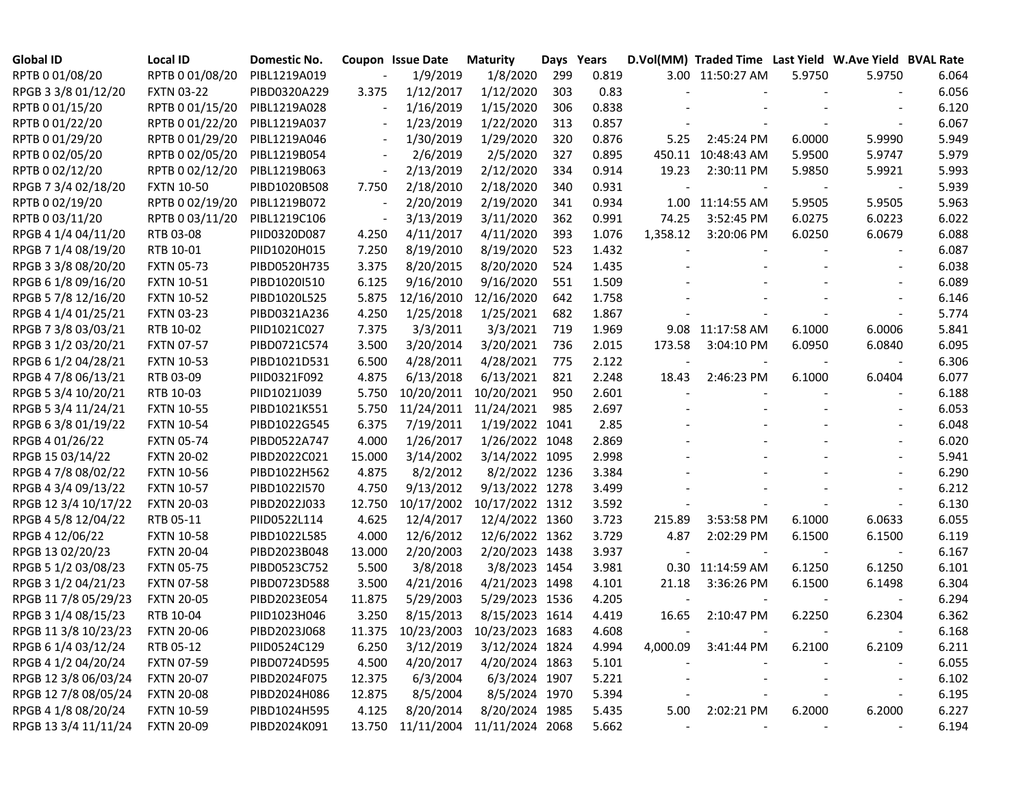| Global ID | Local ID | Domestic No. | Coupon | Issue Date | Maturity | Days | Years | D.Vol(MM) | Traded Time | Last Yield | W.Ave Yield | BVAL Rate |
|---|---|---|---|---|---|---|---|---|---|---|---|---|
| RPTB 0 01/08/20 | RPTB 0 01/08/20 | PIBL1219A019 | - | 1/9/2019 | 1/8/2020 | 299 | 0.819 | 3.00 | 11:50:27 AM | 5.9750 | 5.9750 | 6.064 |
| RPGB 3 3/8 01/12/20 | FXTN 03-22 | PIBD0320A229 | 3.375 | 1/12/2017 | 1/12/2020 | 303 | 0.83 | - | - | - | - | 6.056 |
| RPTB 0 01/15/20 | RPTB 0 01/15/20 | PIBL1219A028 | - | 1/16/2019 | 1/15/2020 | 306 | 0.838 | - | - | - | - | 6.120 |
| RPTB 0 01/22/20 | RPTB 0 01/22/20 | PIBL1219A037 | - | 1/23/2019 | 1/22/2020 | 313 | 0.857 | - | - | - | - | 6.067 |
| RPTB 0 01/29/20 | RPTB 0 01/29/20 | PIBL1219A046 | - | 1/30/2019 | 1/29/2020 | 320 | 0.876 | 5.25 | 2:45:24 PM | 6.0000 | 5.9990 | 5.949 |
| RPTB 0 02/05/20 | RPTB 0 02/05/20 | PIBL1219B054 | - | 2/6/2019 | 2/5/2020 | 327 | 0.895 | 450.11 | 10:48:43 AM | 5.9500 | 5.9747 | 5.979 |
| RPTB 0 02/12/20 | RPTB 0 02/12/20 | PIBL1219B063 | - | 2/13/2019 | 2/12/2020 | 334 | 0.914 | 19.23 | 2:30:11 PM | 5.9850 | 5.9921 | 5.993 |
| RPGB 7 3/4 02/18/20 | FXTN 10-50 | PIBD1020B508 | 7.750 | 2/18/2010 | 2/18/2020 | 340 | 0.931 | - | - | - | - | 5.939 |
| RPTB 0 02/19/20 | RPTB 0 02/19/20 | PIBL1219B072 | - | 2/20/2019 | 2/19/2020 | 341 | 0.934 | 1.00 | 11:14:55 AM | 5.9505 | 5.9505 | 5.963 |
| RPTB 0 03/11/20 | RPTB 0 03/11/20 | PIBL1219C106 | - | 3/13/2019 | 3/11/2020 | 362 | 0.991 | 74.25 | 3:52:45 PM | 6.0275 | 6.0223 | 6.022 |
| RPGB 4 1/4 04/11/20 | RTB 03-08 | PIID0320D087 | 4.250 | 4/11/2017 | 4/11/2020 | 393 | 1.076 | 1,358.12 | 3:20:06 PM | 6.0250 | 6.0679 | 6.088 |
| RPGB 7 1/4 08/19/20 | RTB 10-01 | PIID1020H015 | 7.250 | 8/19/2010 | 8/19/2020 | 523 | 1.432 | - | - | - | - | 6.087 |
| RPGB 3 3/8 08/20/20 | FXTN 05-73 | PIBD0520H735 | 3.375 | 8/20/2015 | 8/20/2020 | 524 | 1.435 | - | - | - | - | 6.038 |
| RPGB 6 1/8 09/16/20 | FXTN 10-51 | PIBD1020I510 | 6.125 | 9/16/2010 | 9/16/2020 | 551 | 1.509 | - | - | - | - | 6.089 |
| RPGB 5 7/8 12/16/20 | FXTN 10-52 | PIBD1020L525 | 5.875 | 12/16/2010 | 12/16/2020 | 642 | 1.758 | - | - | - | - | 6.146 |
| RPGB 4 1/4 01/25/21 | FXTN 03-23 | PIBD0321A236 | 4.250 | 1/25/2018 | 1/25/2021 | 682 | 1.867 | - | - | - | - | 5.774 |
| RPGB 7 3/8 03/03/21 | RTB 10-02 | PIID1021C027 | 7.375 | 3/3/2011 | 3/3/2021 | 719 | 1.969 | 9.08 | 11:17:58 AM | 6.1000 | 6.0006 | 5.841 |
| RPGB 3 1/2 03/20/21 | FXTN 07-57 | PIBD0721C574 | 3.500 | 3/20/2014 | 3/20/2021 | 736 | 2.015 | 173.58 | 3:04:10 PM | 6.0950 | 6.0840 | 6.095 |
| RPGB 6 1/2 04/28/21 | FXTN 10-53 | PIBD1021D531 | 6.500 | 4/28/2011 | 4/28/2021 | 775 | 2.122 | - | - | - | - | 6.306 |
| RPGB 4 7/8 06/13/21 | RTB 03-09 | PIID0321F092 | 4.875 | 6/13/2018 | 6/13/2021 | 821 | 2.248 | 18.43 | 2:46:23 PM | 6.1000 | 6.0404 | 6.077 |
| RPGB 5 3/4 10/20/21 | RTB 10-03 | PIID1021J039 | 5.750 | 10/20/2011 | 10/20/2021 | 950 | 2.601 | - | - | - | - | 6.188 |
| RPGB 5 3/4 11/24/21 | FXTN 10-55 | PIBD1021K551 | 5.750 | 11/24/2011 | 11/24/2021 | 985 | 2.697 | - | - | - | - | 6.053 |
| RPGB 6 3/8 01/19/22 | FXTN 10-54 | PIBD1022G545 | 6.375 | 7/19/2011 | 1/19/2022 | 1041 | 2.85 | - | - | - | - | 6.048 |
| RPGB 4 01/26/22 | FXTN 05-74 | PIBD0522A747 | 4.000 | 1/26/2017 | 1/26/2022 | 1048 | 2.869 | - | - | - | - | 6.020 |
| RPGB 15 03/14/22 | FXTN 20-02 | PIBD2022C021 | 15.000 | 3/14/2002 | 3/14/2022 | 1095 | 2.998 | - | - | - | - | 5.941 |
| RPGB 4 7/8 08/02/22 | FXTN 10-56 | PIBD1022H562 | 4.875 | 8/2/2012 | 8/2/2022 | 1236 | 3.384 | - | - | - | - | 6.290 |
| RPGB 4 3/4 09/13/22 | FXTN 10-57 | PIBD1022I570 | 4.750 | 9/13/2012 | 9/13/2022 | 1278 | 3.499 | - | - | - | - | 6.212 |
| RPGB 12 3/4 10/17/22 | FXTN 20-03 | PIBD2022J033 | 12.750 | 10/17/2002 | 10/17/2022 | 1312 | 3.592 | - | - | - | - | 6.130 |
| RPGB 4 5/8 12/04/22 | RTB 05-11 | PIID0522L114 | 4.625 | 12/4/2017 | 12/4/2022 | 1360 | 3.723 | 215.89 | 3:53:58 PM | 6.1000 | 6.0633 | 6.055 |
| RPGB 4 12/06/22 | FXTN 10-58 | PIBD1022L585 | 4.000 | 12/6/2012 | 12/6/2022 | 1362 | 3.729 | 4.87 | 2:02:29 PM | 6.1500 | 6.1500 | 6.119 |
| RPGB 13 02/20/23 | FXTN 20-04 | PIBD2023B048 | 13.000 | 2/20/2003 | 2/20/2023 | 1438 | 3.937 | - | - | - | - | 6.167 |
| RPGB 5 1/2 03/08/23 | FXTN 05-75 | PIBD0523C752 | 5.500 | 3/8/2018 | 3/8/2023 | 1454 | 3.981 | 0.30 | 11:14:59 AM | 6.1250 | 6.1250 | 6.101 |
| RPGB 3 1/2 04/21/23 | FXTN 07-58 | PIBD0723D588 | 3.500 | 4/21/2016 | 4/21/2023 | 1498 | 4.101 | 21.18 | 3:36:26 PM | 6.1500 | 6.1498 | 6.304 |
| RPGB 11 7/8 05/29/23 | FXTN 20-05 | PIBD2023E054 | 11.875 | 5/29/2003 | 5/29/2023 | 1536 | 4.205 | - | - | - | - | 6.294 |
| RPGB 3 1/4 08/15/23 | RTB 10-04 | PIID1023H046 | 3.250 | 8/15/2013 | 8/15/2023 | 1614 | 4.419 | 16.65 | 2:10:47 PM | 6.2250 | 6.2304 | 6.362 |
| RPGB 11 3/8 10/23/23 | FXTN 20-06 | PIBD2023J068 | 11.375 | 10/23/2003 | 10/23/2023 | 1683 | 4.608 | - | - | - | - | 6.168 |
| RPGB 6 1/4 03/12/24 | RTB 05-12 | PIID0524C129 | 6.250 | 3/12/2019 | 3/12/2024 | 1824 | 4.994 | 4,000.09 | 3:41:44 PM | 6.2100 | 6.2109 | 6.211 |
| RPGB 4 1/2 04/20/24 | FXTN 07-59 | PIBD0724D595 | 4.500 | 4/20/2017 | 4/20/2024 | 1863 | 5.101 | - | - | - | - | 6.055 |
| RPGB 12 3/8 06/03/24 | FXTN 20-07 | PIBD2024F075 | 12.375 | 6/3/2004 | 6/3/2024 | 1907 | 5.221 | - | - | - | - | 6.102 |
| RPGB 12 7/8 08/05/24 | FXTN 20-08 | PIBD2024H086 | 12.875 | 8/5/2004 | 8/5/2024 | 1970 | 5.394 | - | - | - | - | 6.195 |
| RPGB 4 1/8 08/20/24 | FXTN 10-59 | PIBD1024H595 | 4.125 | 8/20/2014 | 8/20/2024 | 1985 | 5.435 | 5.00 | 2:02:21 PM | 6.2000 | 6.2000 | 6.227 |
| RPGB 13 3/4 11/11/24 | FXTN 20-09 | PIBD2024K091 | 13.750 | 11/11/2004 | 11/11/2024 | 2068 | 5.662 | - | - | - | - | 6.194 |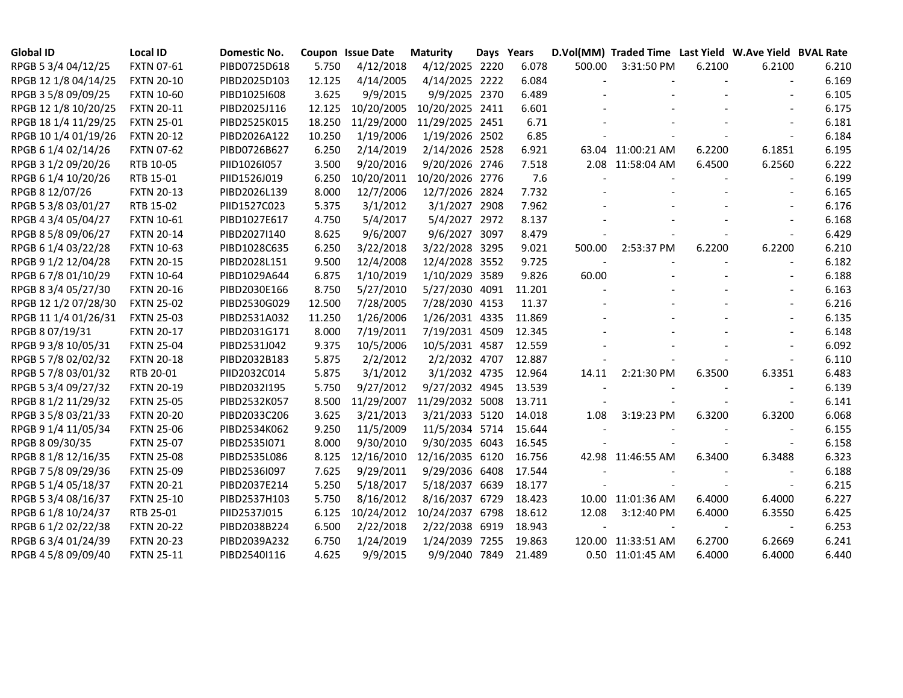| Global ID | Local ID | Domestic No. | Coupon | Issue Date | Maturity | Days | Years | D.Vol(MM) | Traded Time | Last Yield | W.Ave Yield | BVAL Rate |
|---|---|---|---|---|---|---|---|---|---|---|---|---|
| RPGB 5 3/4 04/12/25 | FXTN 07-61 | PIBD0725D618 | 5.750 | 4/12/2018 | 4/12/2025 | 2220 | 6.078 | 500.00 | 3:31:50 PM | 6.2100 | 6.2100 | 6.210 |
| RPGB 12 1/8 04/14/25 | FXTN 20-10 | PIBD2025D103 | 12.125 | 4/14/2005 | 4/14/2025 | 2222 | 6.084 | - | - | - | - | 6.169 |
| RPGB 3 5/8 09/09/25 | FXTN 10-60 | PIBD1025I608 | 3.625 | 9/9/2015 | 9/9/2025 | 2370 | 6.489 | - | - | - | - | 6.105 |
| RPGB 12 1/8 10/20/25 | FXTN 20-11 | PIBD2025J116 | 12.125 | 10/20/2005 | 10/20/2025 | 2411 | 6.601 | - | - | - | - | 6.175 |
| RPGB 18 1/4 11/29/25 | FXTN 25-01 | PIBD2525K015 | 18.250 | 11/29/2000 | 11/29/2025 | 2451 | 6.71 | - | - | - | - | 6.181 |
| RPGB 10 1/4 01/19/26 | FXTN 20-12 | PIBD2026A122 | 10.250 | 1/19/2006 | 1/19/2026 | 2502 | 6.85 | - | - | - | - | 6.184 |
| RPGB 6 1/4 02/14/26 | FXTN 07-62 | PIBD0726B627 | 6.250 | 2/14/2019 | 2/14/2026 | 2528 | 6.921 | 63.04 | 11:00:21 AM | 6.2200 | 6.1851 | 6.195 |
| RPGB 3 1/2 09/20/26 | RTB 10-05 | PIID1026I057 | 3.500 | 9/20/2016 | 9/20/2026 | 2746 | 7.518 | 2.08 | 11:58:04 AM | 6.4500 | 6.2560 | 6.222 |
| RPGB 6 1/4 10/20/26 | RTB 15-01 | PIID1526J019 | 6.250 | 10/20/2011 | 10/20/2026 | 2776 | 7.6 | - | - | - | - | 6.199 |
| RPGB 8 12/07/26 | FXTN 20-13 | PIBD2026L139 | 8.000 | 12/7/2006 | 12/7/2026 | 2824 | 7.732 | - | - | - | - | 6.165 |
| RPGB 5 3/8 03/01/27 | RTB 15-02 | PIID1527C023 | 5.375 | 3/1/2012 | 3/1/2027 | 2908 | 7.962 | - | - | - | - | 6.176 |
| RPGB 4 3/4 05/04/27 | FXTN 10-61 | PIBD1027E617 | 4.750 | 5/4/2017 | 5/4/2027 | 2972 | 8.137 | - | - | - | - | 6.168 |
| RPGB 8 5/8 09/06/27 | FXTN 20-14 | PIBD2027I140 | 8.625 | 9/6/2007 | 9/6/2027 | 3097 | 8.479 | - | - | - | - | 6.429 |
| RPGB 6 1/4 03/22/28 | FXTN 10-63 | PIBD1028C635 | 6.250 | 3/22/2018 | 3/22/2028 | 3295 | 9.021 | 500.00 | 2:53:37 PM | 6.2200 | 6.2200 | 6.210 |
| RPGB 9 1/2 12/04/28 | FXTN 20-15 | PIBD2028L151 | 9.500 | 12/4/2008 | 12/4/2028 | 3552 | 9.725 | - | - | - | - | 6.182 |
| RPGB 6 7/8 01/10/29 | FXTN 10-64 | PIBD1029A644 | 6.875 | 1/10/2019 | 1/10/2029 | 3589 | 9.826 | 60.00 | - | - | - | 6.188 |
| RPGB 8 3/4 05/27/30 | FXTN 20-16 | PIBD2030E166 | 8.750 | 5/27/2010 | 5/27/2030 | 4091 | 11.201 | - | - | - | - | 6.163 |
| RPGB 12 1/2 07/28/30 | FXTN 25-02 | PIBD2530G029 | 12.500 | 7/28/2005 | 7/28/2030 | 4153 | 11.37 | - | - | - | - | 6.216 |
| RPGB 11 1/4 01/26/31 | FXTN 25-03 | PIBD2531A032 | 11.250 | 1/26/2006 | 1/26/2031 | 4335 | 11.869 | - | - | - | - | 6.135 |
| RPGB 8 07/19/31 | FXTN 20-17 | PIBD2031G171 | 8.000 | 7/19/2011 | 7/19/2031 | 4509 | 12.345 | - | - | - | - | 6.148 |
| RPGB 9 3/8 10/05/31 | FXTN 25-04 | PIBD2531J042 | 9.375 | 10/5/2006 | 10/5/2031 | 4587 | 12.559 | - | - | - | - | 6.092 |
| RPGB 5 7/8 02/02/32 | FXTN 20-18 | PIBD2032B183 | 5.875 | 2/2/2012 | 2/2/2032 | 4707 | 12.887 | - | - | - | - | 6.110 |
| RPGB 5 7/8 03/01/32 | RTB 20-01 | PIID2032C014 | 5.875 | 3/1/2012 | 3/1/2032 | 4735 | 12.964 | 14.11 | 2:21:30 PM | 6.3500 | 6.3351 | 6.483 |
| RPGB 5 3/4 09/27/32 | FXTN 20-19 | PIBD2032I195 | 5.750 | 9/27/2012 | 9/27/2032 | 4945 | 13.539 | - | - | - | - | 6.139 |
| RPGB 8 1/2 11/29/32 | FXTN 25-05 | PIBD2532K057 | 8.500 | 11/29/2007 | 11/29/2032 | 5008 | 13.711 | - | - | - | - | 6.141 |
| RPGB 3 5/8 03/21/33 | FXTN 20-20 | PIBD2033C206 | 3.625 | 3/21/2013 | 3/21/2033 | 5120 | 14.018 | 1.08 | 3:19:23 PM | 6.3200 | 6.3200 | 6.068 |
| RPGB 9 1/4 11/05/34 | FXTN 25-06 | PIBD2534K062 | 9.250 | 11/5/2009 | 11/5/2034 | 5714 | 15.644 | - | - | - | - | 6.155 |
| RPGB 8 09/30/35 | FXTN 25-07 | PIBD2535I071 | 8.000 | 9/30/2010 | 9/30/2035 | 6043 | 16.545 | - | - | - | - | 6.158 |
| RPGB 8 1/8 12/16/35 | FXTN 25-08 | PIBD2535L086 | 8.125 | 12/16/2010 | 12/16/2035 | 6120 | 16.756 | 42.98 | 11:46:55 AM | 6.3400 | 6.3488 | 6.323 |
| RPGB 7 5/8 09/29/36 | FXTN 25-09 | PIBD2536I097 | 7.625 | 9/29/2011 | 9/29/2036 | 6408 | 17.544 | - | - | - | - | 6.188 |
| RPGB 5 1/4 05/18/37 | FXTN 20-21 | PIBD2037E214 | 5.250 | 5/18/2017 | 5/18/2037 | 6639 | 18.177 | - | - | - | - | 6.215 |
| RPGB 5 3/4 08/16/37 | FXTN 25-10 | PIBD2537H103 | 5.750 | 8/16/2012 | 8/16/2037 | 6729 | 18.423 | 10.00 | 11:01:36 AM | 6.4000 | 6.4000 | 6.227 |
| RPGB 6 1/8 10/24/37 | RTB 25-01 | PIID2537J015 | 6.125 | 10/24/2012 | 10/24/2037 | 6798 | 18.612 | 12.08 | 3:12:40 PM | 6.4000 | 6.3550 | 6.425 |
| RPGB 6 1/2 02/22/38 | FXTN 20-22 | PIBD2038B224 | 6.500 | 2/22/2018 | 2/22/2038 | 6919 | 18.943 | - | - | - | - | 6.253 |
| RPGB 6 3/4 01/24/39 | FXTN 20-23 | PIBD2039A232 | 6.750 | 1/24/2019 | 1/24/2039 | 7255 | 19.863 | 120.00 | 11:33:51 AM | 6.2700 | 6.2669 | 6.241 |
| RPGB 4 5/8 09/09/40 | FXTN 25-11 | PIBD2540I116 | 4.625 | 9/9/2015 | 9/9/2040 | 7849 | 21.489 | 0.50 | 11:01:45 AM | 6.4000 | 6.4000 | 6.440 |